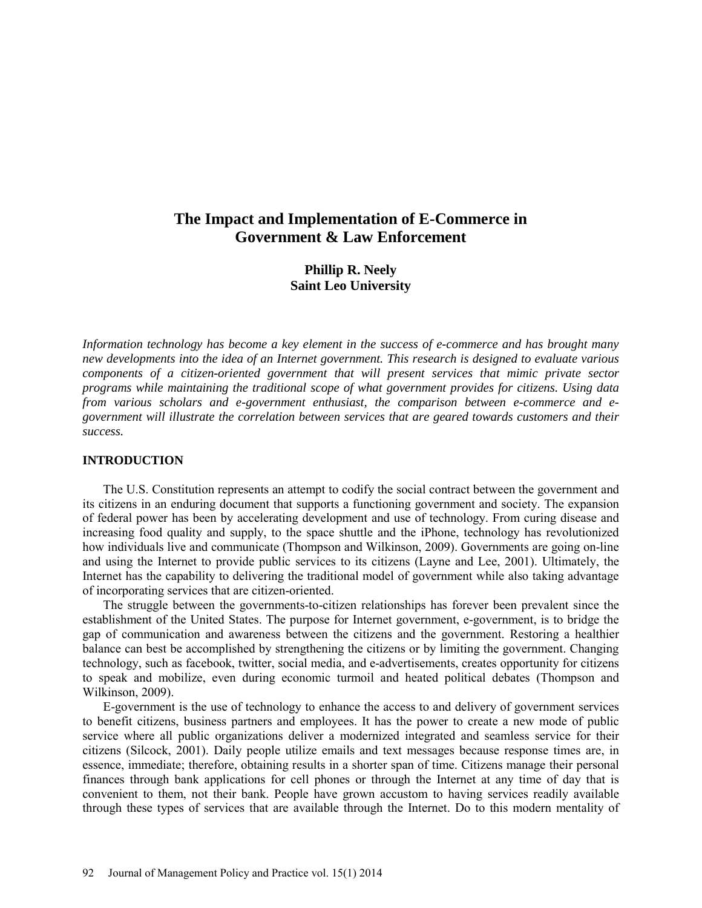# The Impact and Implementation of E-Commerce in Government & Law Enforcement

**Phillip R. Neely**
**Saint Leo University**

*Information technology has become a key element in the success of e-commerce and has brought many new developments into the idea of an Internet government. This research is designed to evaluate various components of a citizen-oriented government that will present services that mimic private sector programs while maintaining the traditional scope of what government provides for citizens. Using data from various scholars and e-government enthusiast, the comparison between e-commerce and e-government will illustrate the correlation between services that are geared towards customers and their success.*

## INTRODUCTION

The U.S. Constitution represents an attempt to codify the social contract between the government and its citizens in an enduring document that supports a functioning government and society. The expansion of federal power has been by accelerating development and use of technology. From curing disease and increasing food quality and supply, to the space shuttle and the iPhone, technology has revolutionized how individuals live and communicate (Thompson and Wilkinson, 2009). Governments are going on-line and using the Internet to provide public services to its citizens (Layne and Lee, 2001). Ultimately, the Internet has the capability to delivering the traditional model of government while also taking advantage of incorporating services that are citizen-oriented.

The struggle between the governments-to-citizen relationships has forever been prevalent since the establishment of the United States. The purpose for Internet government, e-government, is to bridge the gap of communication and awareness between the citizens and the government. Restoring a healthier balance can best be accomplished by strengthening the citizens or by limiting the government. Changing technology, such as facebook, twitter, social media, and e-advertisements, creates opportunity for citizens to speak and mobilize, even during economic turmoil and heated political debates (Thompson and Wilkinson, 2009).

E-government is the use of technology to enhance the access to and delivery of government services to benefit citizens, business partners and employees. It has the power to create a new mode of public service where all public organizations deliver a modernized integrated and seamless service for their citizens (Silcock, 2001). Daily people utilize emails and text messages because response times are, in essence, immediate; therefore, obtaining results in a shorter span of time. Citizens manage their personal finances through bank applications for cell phones or through the Internet at any time of day that is convenient to them, not their bank. People have grown accustom to having services readily available through these types of services that are available through the Internet. Do to this modern mentality of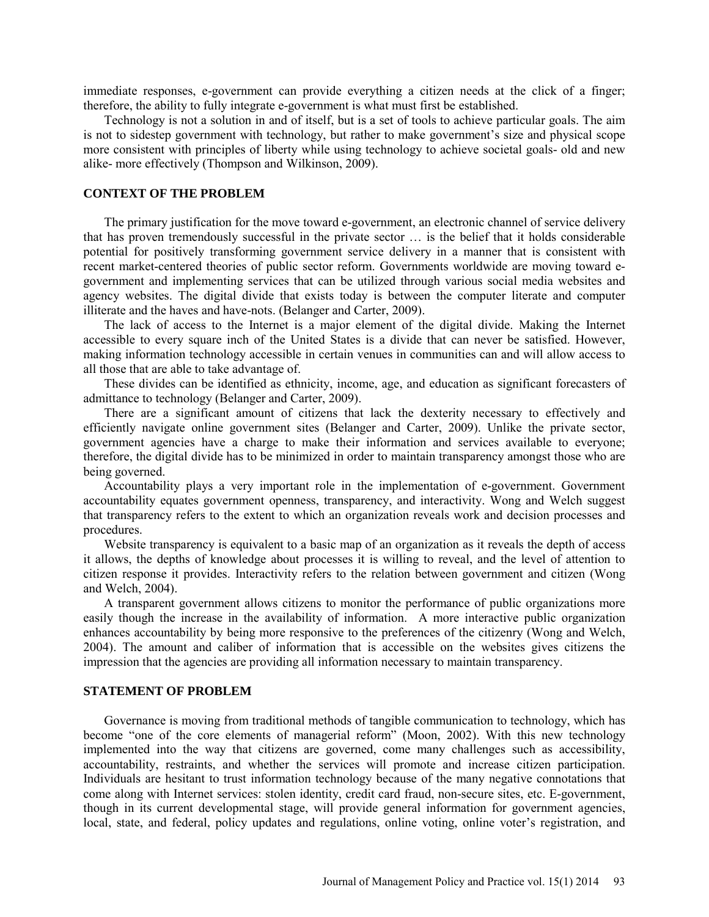immediate responses, e-government can provide everything a citizen needs at the click of a finger; therefore, the ability to fully integrate e-government is what must first be established.

Technology is not a solution in and of itself, but is a set of tools to achieve particular goals. The aim is not to sidestep government with technology, but rather to make government's size and physical scope more consistent with principles of liberty while using technology to achieve societal goals- old and new alike- more effectively (Thompson and Wilkinson, 2009).

## CONTEXT OF THE PROBLEM

The primary justification for the move toward e-government, an electronic channel of service delivery that has proven tremendously successful in the private sector … is the belief that it holds considerable potential for positively transforming government service delivery in a manner that is consistent with recent market-centered theories of public sector reform. Governments worldwide are moving toward e-government and implementing services that can be utilized through various social media websites and agency websites. The digital divide that exists today is between the computer literate and computer illiterate and the haves and have-nots. (Belanger and Carter, 2009).

The lack of access to the Internet is a major element of the digital divide. Making the Internet accessible to every square inch of the United States is a divide that can never be satisfied. However, making information technology accessible in certain venues in communities can and will allow access to all those that are able to take advantage of.

These divides can be identified as ethnicity, income, age, and education as significant forecasters of admittance to technology (Belanger and Carter, 2009).

There are a significant amount of citizens that lack the dexterity necessary to effectively and efficiently navigate online government sites (Belanger and Carter, 2009). Unlike the private sector, government agencies have a charge to make their information and services available to everyone; therefore, the digital divide has to be minimized in order to maintain transparency amongst those who are being governed.

Accountability plays a very important role in the implementation of e-government. Government accountability equates government openness, transparency, and interactivity. Wong and Welch suggest that transparency refers to the extent to which an organization reveals work and decision processes and procedures.

Website transparency is equivalent to a basic map of an organization as it reveals the depth of access it allows, the depths of knowledge about processes it is willing to reveal, and the level of attention to citizen response it provides. Interactivity refers to the relation between government and citizen (Wong and Welch, 2004).

A transparent government allows citizens to monitor the performance of public organizations more easily though the increase in the availability of information. A more interactive public organization enhances accountability by being more responsive to the preferences of the citizenry (Wong and Welch, 2004). The amount and caliber of information that is accessible on the websites gives citizens the impression that the agencies are providing all information necessary to maintain transparency.

## STATEMENT OF PROBLEM

Governance is moving from traditional methods of tangible communication to technology, which has become "one of the core elements of managerial reform" (Moon, 2002). With this new technology implemented into the way that citizens are governed, come many challenges such as accessibility, accountability, restraints, and whether the services will promote and increase citizen participation. Individuals are hesitant to trust information technology because of the many negative connotations that come along with Internet services: stolen identity, credit card fraud, non-secure sites, etc. E-government, though in its current developmental stage, will provide general information for government agencies, local, state, and federal, policy updates and regulations, online voting, online voter's registration, and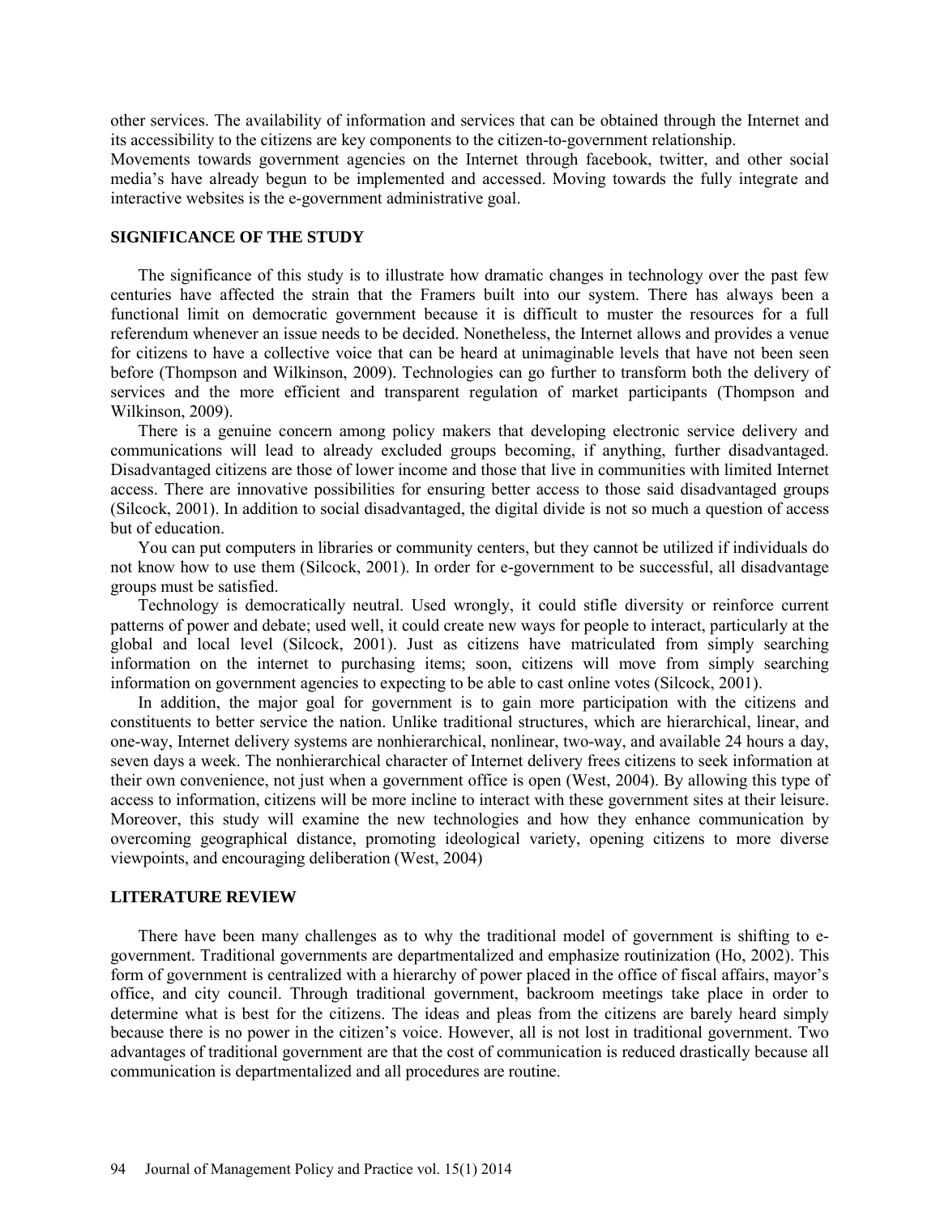other services. The availability of information and services that can be obtained through the Internet and its accessibility to the citizens are key components to the citizen-to-government relationship.
Movements towards government agencies on the Internet through facebook, twitter, and other social media's have already begun to be implemented and accessed. Moving towards the fully integrate and interactive websites is the e-government administrative goal.

## SIGNIFICANCE OF THE STUDY

The significance of this study is to illustrate how dramatic changes in technology over the past few centuries have affected the strain that the Framers built into our system. There has always been a functional limit on democratic government because it is difficult to muster the resources for a full referendum whenever an issue needs to be decided. Nonetheless, the Internet allows and provides a venue for citizens to have a collective voice that can be heard at unimaginable levels that have not been seen before (Thompson and Wilkinson, 2009). Technologies can go further to transform both the delivery of services and the more efficient and transparent regulation of market participants (Thompson and Wilkinson, 2009).

There is a genuine concern among policy makers that developing electronic service delivery and communications will lead to already excluded groups becoming, if anything, further disadvantaged. Disadvantaged citizens are those of lower income and those that live in communities with limited Internet access. There are innovative possibilities for ensuring better access to those said disadvantaged groups (Silcock, 2001). In addition to social disadvantaged, the digital divide is not so much a question of access but of education.

You can put computers in libraries or community centers, but they cannot be utilized if individuals do not know how to use them (Silcock, 2001). In order for e-government to be successful, all disadvantage groups must be satisfied.

Technology is democratically neutral. Used wrongly, it could stifle diversity or reinforce current patterns of power and debate; used well, it could create new ways for people to interact, particularly at the global and local level (Silcock, 2001). Just as citizens have matriculated from simply searching information on the internet to purchasing items; soon, citizens will move from simply searching information on government agencies to expecting to be able to cast online votes (Silcock, 2001).

In addition, the major goal for government is to gain more participation with the citizens and constituents to better service the nation. Unlike traditional structures, which are hierarchical, linear, and one-way, Internet delivery systems are nonhierarchical, nonlinear, two-way, and available 24 hours a day, seven days a week. The nonhierarchical character of Internet delivery frees citizens to seek information at their own convenience, not just when a government office is open (West, 2004). By allowing this type of access to information, citizens will be more incline to interact with these government sites at their leisure. Moreover, this study will examine the new technologies and how they enhance communication by overcoming geographical distance, promoting ideological variety, opening citizens to more diverse viewpoints, and encouraging deliberation (West, 2004)

## LITERATURE REVIEW

There have been many challenges as to why the traditional model of government is shifting to e-government. Traditional governments are departmentalized and emphasize routinization (Ho, 2002). This form of government is centralized with a hierarchy of power placed in the office of fiscal affairs, mayor's office, and city council. Through traditional government, backroom meetings take place in order to determine what is best for the citizens. The ideas and pleas from the citizens are barely heard simply because there is no power in the citizen's voice. However, all is not lost in traditional government. Two advantages of traditional government are that the cost of communication is reduced drastically because all communication is departmentalized and all procedures are routine.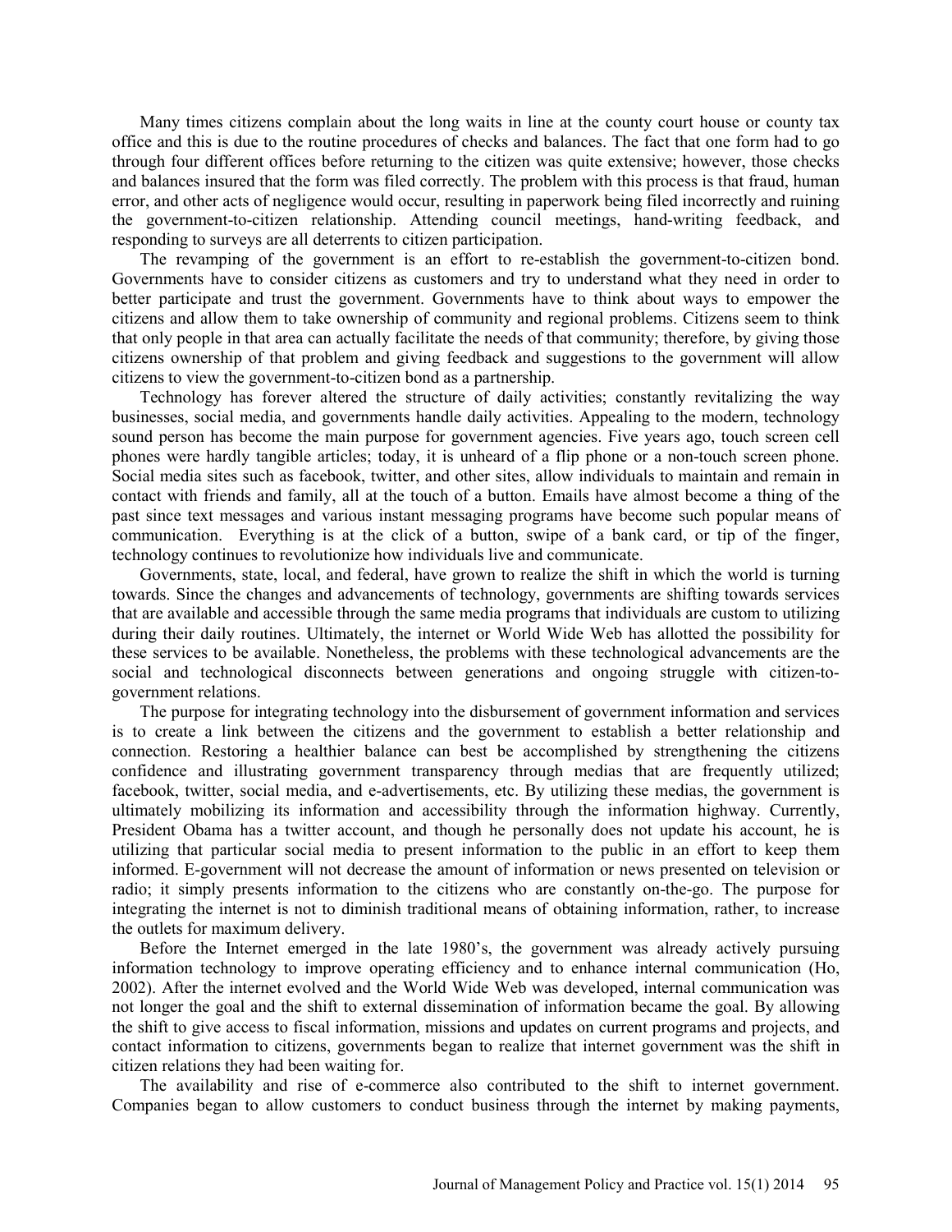Many times citizens complain about the long waits in line at the county court house or county tax office and this is due to the routine procedures of checks and balances. The fact that one form had to go through four different offices before returning to the citizen was quite extensive; however, those checks and balances insured that the form was filed correctly. The problem with this process is that fraud, human error, and other acts of negligence would occur, resulting in paperwork being filed incorrectly and ruining the government-to-citizen relationship. Attending council meetings, hand-writing feedback, and responding to surveys are all deterrents to citizen participation.

The revamping of the government is an effort to re-establish the government-to-citizen bond. Governments have to consider citizens as customers and try to understand what they need in order to better participate and trust the government. Governments have to think about ways to empower the citizens and allow them to take ownership of community and regional problems. Citizens seem to think that only people in that area can actually facilitate the needs of that community; therefore, by giving those citizens ownership of that problem and giving feedback and suggestions to the government will allow citizens to view the government-to-citizen bond as a partnership.

Technology has forever altered the structure of daily activities; constantly revitalizing the way businesses, social media, and governments handle daily activities. Appealing to the modern, technology sound person has become the main purpose for government agencies. Five years ago, touch screen cell phones were hardly tangible articles; today, it is unheard of a flip phone or a non-touch screen phone. Social media sites such as facebook, twitter, and other sites, allow individuals to maintain and remain in contact with friends and family, all at the touch of a button. Emails have almost become a thing of the past since text messages and various instant messaging programs have become such popular means of communication. Everything is at the click of a button, swipe of a bank card, or tip of the finger, technology continues to revolutionize how individuals live and communicate.

Governments, state, local, and federal, have grown to realize the shift in which the world is turning towards. Since the changes and advancements of technology, governments are shifting towards services that are available and accessible through the same media programs that individuals are custom to utilizing during their daily routines. Ultimately, the internet or World Wide Web has allotted the possibility for these services to be available. Nonetheless, the problems with these technological advancements are the social and technological disconnects between generations and ongoing struggle with citizen-to-government relations.

The purpose for integrating technology into the disbursement of government information and services is to create a link between the citizens and the government to establish a better relationship and connection. Restoring a healthier balance can best be accomplished by strengthening the citizens confidence and illustrating government transparency through medias that are frequently utilized; facebook, twitter, social media, and e-advertisements, etc. By utilizing these medias, the government is ultimately mobilizing its information and accessibility through the information highway. Currently, President Obama has a twitter account, and though he personally does not update his account, he is utilizing that particular social media to present information to the public in an effort to keep them informed. E-government will not decrease the amount of information or news presented on television or radio; it simply presents information to the citizens who are constantly on-the-go. The purpose for integrating the internet is not to diminish traditional means of obtaining information, rather, to increase the outlets for maximum delivery.

Before the Internet emerged in the late 1980's, the government was already actively pursuing information technology to improve operating efficiency and to enhance internal communication (Ho, 2002). After the internet evolved and the World Wide Web was developed, internal communication was not longer the goal and the shift to external dissemination of information became the goal. By allowing the shift to give access to fiscal information, missions and updates on current programs and projects, and contact information to citizens, governments began to realize that internet government was the shift in citizen relations they had been waiting for.

The availability and rise of e-commerce also contributed to the shift to internet government. Companies began to allow customers to conduct business through the internet by making payments,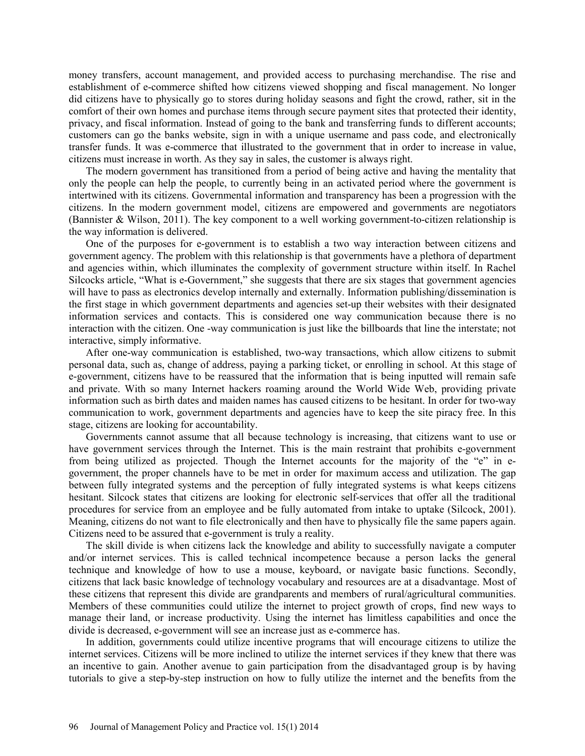money transfers, account management, and provided access to purchasing merchandise. The rise and establishment of e-commerce shifted how citizens viewed shopping and fiscal management. No longer did citizens have to physically go to stores during holiday seasons and fight the crowd, rather, sit in the comfort of their own homes and purchase items through secure payment sites that protected their identity, privacy, and fiscal information. Instead of going to the bank and transferring funds to different accounts; customers can go the banks website, sign in with a unique username and pass code, and electronically transfer funds. It was e-commerce that illustrated to the government that in order to increase in value, citizens must increase in worth. As they say in sales, the customer is always right.

The modern government has transitioned from a period of being active and having the mentality that only the people can help the people, to currently being in an activated period where the government is intertwined with its citizens. Governmental information and transparency has been a progression with the citizens. In the modern government model, citizens are empowered and governments are negotiators (Bannister & Wilson, 2011). The key component to a well working government-to-citizen relationship is the way information is delivered.

One of the purposes for e-government is to establish a two way interaction between citizens and government agency. The problem with this relationship is that governments have a plethora of department and agencies within, which illuminates the complexity of government structure within itself. In Rachel Silcocks article, "What is e-Government," she suggests that there are six stages that government agencies will have to pass as electronics develop internally and externally. Information publishing/dissemination is the first stage in which government departments and agencies set-up their websites with their designated information services and contacts. This is considered one way communication because there is no interaction with the citizen. One -way communication is just like the billboards that line the interstate; not interactive, simply informative.

After one-way communication is established, two-way transactions, which allow citizens to submit personal data, such as, change of address, paying a parking ticket, or enrolling in school. At this stage of e-government, citizens have to be reassured that the information that is being inputted will remain safe and private. With so many Internet hackers roaming around the World Wide Web, providing private information such as birth dates and maiden names has caused citizens to be hesitant. In order for two-way communication to work, government departments and agencies have to keep the site piracy free. In this stage, citizens are looking for accountability.

Governments cannot assume that all because technology is increasing, that citizens want to use or have government services through the Internet. This is the main restraint that prohibits e-government from being utilized as projected. Though the Internet accounts for the majority of the "e" in e-government, the proper channels have to be met in order for maximum access and utilization. The gap between fully integrated systems and the perception of fully integrated systems is what keeps citizens hesitant. Silcock states that citizens are looking for electronic self-services that offer all the traditional procedures for service from an employee and be fully automated from intake to uptake (Silcock, 2001). Meaning, citizens do not want to file electronically and then have to physically file the same papers again. Citizens need to be assured that e-government is truly a reality.

The skill divide is when citizens lack the knowledge and ability to successfully navigate a computer and/or internet services. This is called technical incompetence because a person lacks the general technique and knowledge of how to use a mouse, keyboard, or navigate basic functions. Secondly, citizens that lack basic knowledge of technology vocabulary and resources are at a disadvantage. Most of these citizens that represent this divide are grandparents and members of rural/agricultural communities. Members of these communities could utilize the internet to project growth of crops, find new ways to manage their land, or increase productivity. Using the internet has limitless capabilities and once the divide is decreased, e-government will see an increase just as e-commerce has.

In addition, governments could utilize incentive programs that will encourage citizens to utilize the internet services. Citizens will be more inclined to utilize the internet services if they knew that there was an incentive to gain. Another avenue to gain participation from the disadvantaged group is by having tutorials to give a step-by-step instruction on how to fully utilize the internet and the benefits from the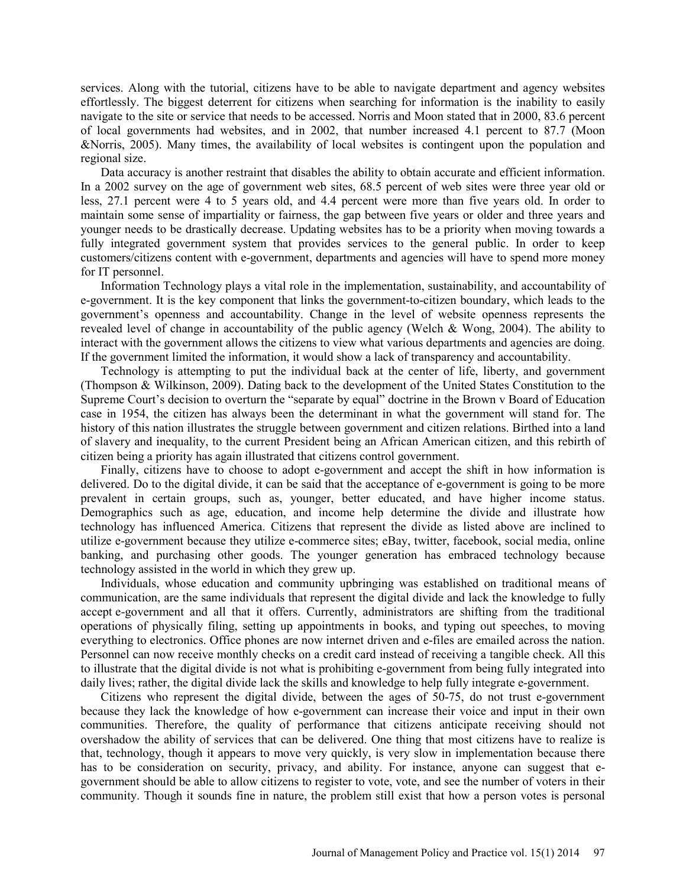services. Along with the tutorial, citizens have to be able to navigate department and agency websites effortlessly. The biggest deterrent for citizens when searching for information is the inability to easily navigate to the site or service that needs to be accessed. Norris and Moon stated that in 2000, 83.6 percent of local governments had websites, and in 2002, that number increased 4.1 percent to 87.7 (Moon &Norris, 2005). Many times, the availability of local websites is contingent upon the population and regional size.

Data accuracy is another restraint that disables the ability to obtain accurate and efficient information. In a 2002 survey on the age of government web sites, 68.5 percent of web sites were three year old or less, 27.1 percent were 4 to 5 years old, and 4.4 percent were more than five years old. In order to maintain some sense of impartiality or fairness, the gap between five years or older and three years and younger needs to be drastically decrease. Updating websites has to be a priority when moving towards a fully integrated government system that provides services to the general public. In order to keep customers/citizens content with e-government, departments and agencies will have to spend more money for IT personnel.

Information Technology plays a vital role in the implementation, sustainability, and accountability of e-government. It is the key component that links the government-to-citizen boundary, which leads to the government's openness and accountability. Change in the level of website openness represents the revealed level of change in accountability of the public agency (Welch & Wong, 2004). The ability to interact with the government allows the citizens to view what various departments and agencies are doing. If the government limited the information, it would show a lack of transparency and accountability.

Technology is attempting to put the individual back at the center of life, liberty, and government (Thompson & Wilkinson, 2009). Dating back to the development of the United States Constitution to the Supreme Court's decision to overturn the "separate by equal" doctrine in the Brown v Board of Education case in 1954, the citizen has always been the determinant in what the government will stand for. The history of this nation illustrates the struggle between government and citizen relations. Birthed into a land of slavery and inequality, to the current President being an African American citizen, and this rebirth of citizen being a priority has again illustrated that citizens control government.

Finally, citizens have to choose to adopt e-government and accept the shift in how information is delivered. Do to the digital divide, it can be said that the acceptance of e-government is going to be more prevalent in certain groups, such as, younger, better educated, and have higher income status. Demographics such as age, education, and income help determine the divide and illustrate how technology has influenced America. Citizens that represent the divide as listed above are inclined to utilize e-government because they utilize e-commerce sites; eBay, twitter, facebook, social media, online banking, and purchasing other goods. The younger generation has embraced technology because technology assisted in the world in which they grew up.

Individuals, whose education and community upbringing was established on traditional means of communication, are the same individuals that represent the digital divide and lack the knowledge to fully accept e-government and all that it offers. Currently, administrators are shifting from the traditional operations of physically filing, setting up appointments in books, and typing out speeches, to moving everything to electronics. Office phones are now internet driven and e-files are emailed across the nation. Personnel can now receive monthly checks on a credit card instead of receiving a tangible check. All this to illustrate that the digital divide is not what is prohibiting e-government from being fully integrated into daily lives; rather, the digital divide lack the skills and knowledge to help fully integrate e-government.

Citizens who represent the digital divide, between the ages of 50-75, do not trust e-government because they lack the knowledge of how e-government can increase their voice and input in their own communities. Therefore, the quality of performance that citizens anticipate receiving should not overshadow the ability of services that can be delivered. One thing that most citizens have to realize is that, technology, though it appears to move very quickly, is very slow in implementation because there has to be consideration on security, privacy, and ability. For instance, anyone can suggest that e-government should be able to allow citizens to register to vote, vote, and see the number of voters in their community. Though it sounds fine in nature, the problem still exist that how a person votes is personal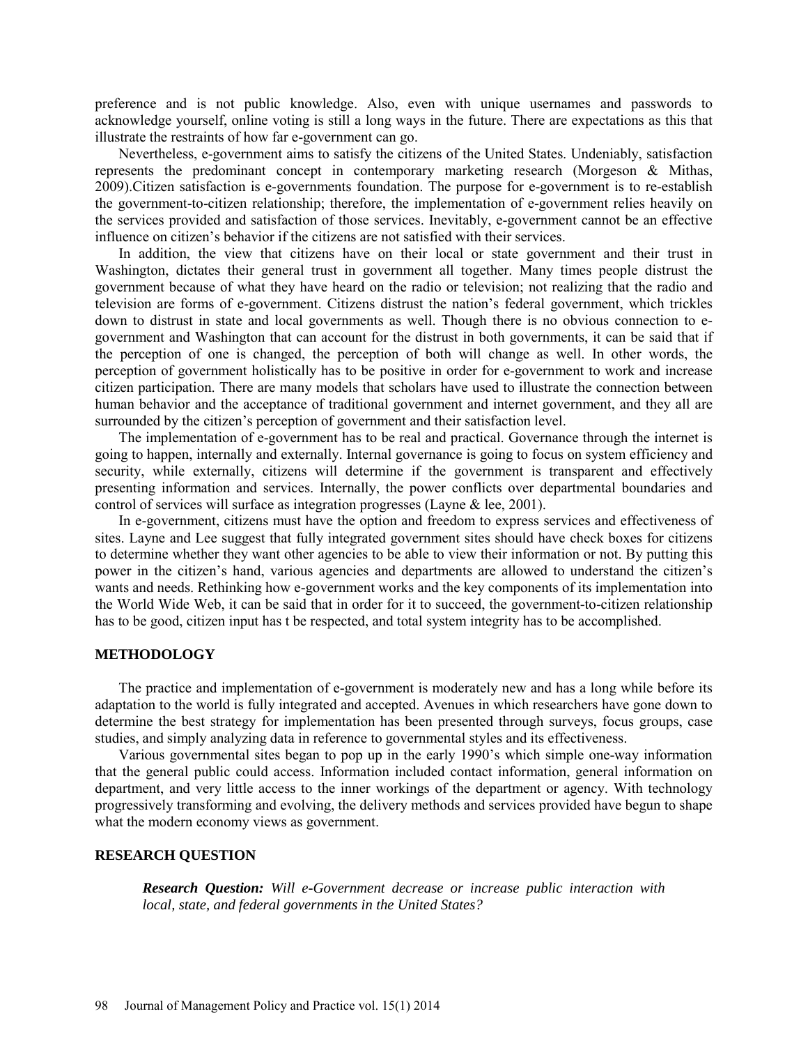preference and is not public knowledge. Also, even with unique usernames and passwords to acknowledge yourself, online voting is still a long ways in the future. There are expectations as this that illustrate the restraints of how far e-government can go.

Nevertheless, e-government aims to satisfy the citizens of the United States. Undeniably, satisfaction represents the predominant concept in contemporary marketing research (Morgeson & Mithas, 2009).Citizen satisfaction is e-governments foundation. The purpose for e-government is to re-establish the government-to-citizen relationship; therefore, the implementation of e-government relies heavily on the services provided and satisfaction of those services. Inevitably, e-government cannot be an effective influence on citizen's behavior if the citizens are not satisfied with their services.

In addition, the view that citizens have on their local or state government and their trust in Washington, dictates their general trust in government all together. Many times people distrust the government because of what they have heard on the radio or television; not realizing that the radio and television are forms of e-government. Citizens distrust the nation's federal government, which trickles down to distrust in state and local governments as well. Though there is no obvious connection to e-government and Washington that can account for the distrust in both governments, it can be said that if the perception of one is changed, the perception of both will change as well. In other words, the perception of government holistically has to be positive in order for e-government to work and increase citizen participation. There are many models that scholars have used to illustrate the connection between human behavior and the acceptance of traditional government and internet government, and they all are surrounded by the citizen's perception of government and their satisfaction level.

The implementation of e-government has to be real and practical. Governance through the internet is going to happen, internally and externally. Internal governance is going to focus on system efficiency and security, while externally, citizens will determine if the government is transparent and effectively presenting information and services. Internally, the power conflicts over departmental boundaries and control of services will surface as integration progresses (Layne & lee, 2001).

In e-government, citizens must have the option and freedom to express services and effectiveness of sites. Layne and Lee suggest that fully integrated government sites should have check boxes for citizens to determine whether they want other agencies to be able to view their information or not. By putting this power in the citizen's hand, various agencies and departments are allowed to understand the citizen's wants and needs. Rethinking how e-government works and the key components of its implementation into the World Wide Web, it can be said that in order for it to succeed, the government-to-citizen relationship has to be good, citizen input has t be respected, and total system integrity has to be accomplished.

## METHODOLOGY

The practice and implementation of e-government is moderately new and has a long while before its adaptation to the world is fully integrated and accepted. Avenues in which researchers have gone down to determine the best strategy for implementation has been presented through surveys, focus groups, case studies, and simply analyzing data in reference to governmental styles and its effectiveness.

Various governmental sites began to pop up in the early 1990's which simple one-way information that the general public could access. Information included contact information, general information on department, and very little access to the inner workings of the department or agency. With technology progressively transforming and evolving, the delivery methods and services provided have begun to shape what the modern economy views as government.

## RESEARCH QUESTION

> ***Research Question:*** *Will e-Government decrease or increase public interaction with local, state, and federal governments in the United States?*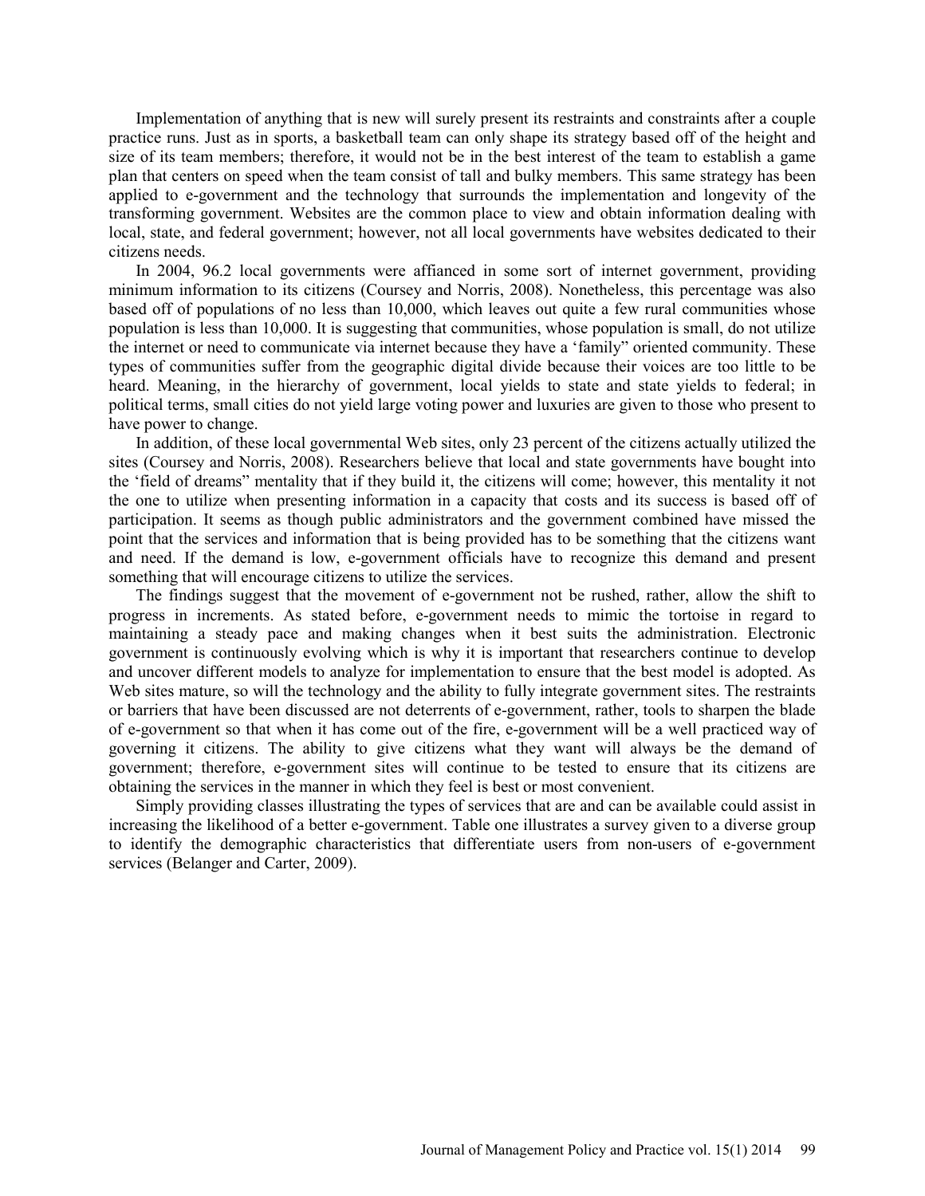Implementation of anything that is new will surely present its restraints and constraints after a couple practice runs. Just as in sports, a basketball team can only shape its strategy based off of the height and size of its team members; therefore, it would not be in the best interest of the team to establish a game plan that centers on speed when the team consist of tall and bulky members. This same strategy has been applied to e-government and the technology that surrounds the implementation and longevity of the transforming government. Websites are the common place to view and obtain information dealing with local, state, and federal government; however, not all local governments have websites dedicated to their citizens needs.

In 2004, 96.2 local governments were affianced in some sort of internet government, providing minimum information to its citizens (Coursey and Norris, 2008). Nonetheless, this percentage was also based off of populations of no less than 10,000, which leaves out quite a few rural communities whose population is less than 10,000. It is suggesting that communities, whose population is small, do not utilize the internet or need to communicate via internet because they have a 'family" oriented community. These types of communities suffer from the geographic digital divide because their voices are too little to be heard. Meaning, in the hierarchy of government, local yields to state and state yields to federal; in political terms, small cities do not yield large voting power and luxuries are given to those who present to have power to change.

In addition, of these local governmental Web sites, only 23 percent of the citizens actually utilized the sites (Coursey and Norris, 2008). Researchers believe that local and state governments have bought into the 'field of dreams" mentality that if they build it, the citizens will come; however, this mentality it not the one to utilize when presenting information in a capacity that costs and its success is based off of participation. It seems as though public administrators and the government combined have missed the point that the services and information that is being provided has to be something that the citizens want and need. If the demand is low, e-government officials have to recognize this demand and present something that will encourage citizens to utilize the services.

The findings suggest that the movement of e-government not be rushed, rather, allow the shift to progress in increments. As stated before, e-government needs to mimic the tortoise in regard to maintaining a steady pace and making changes when it best suits the administration. Electronic government is continuously evolving which is why it is important that researchers continue to develop and uncover different models to analyze for implementation to ensure that the best model is adopted. As Web sites mature, so will the technology and the ability to fully integrate government sites. The restraints or barriers that have been discussed are not deterrents of e-government, rather, tools to sharpen the blade of e-government so that when it has come out of the fire, e-government will be a well practiced way of governing it citizens. The ability to give citizens what they want will always be the demand of government; therefore, e-government sites will continue to be tested to ensure that its citizens are obtaining the services in the manner in which they feel is best or most convenient.

Simply providing classes illustrating the types of services that are and can be available could assist in increasing the likelihood of a better e-government. Table one illustrates a survey given to a diverse group to identify the demographic characteristics that differentiate users from non-users of e-government services (Belanger and Carter, 2009).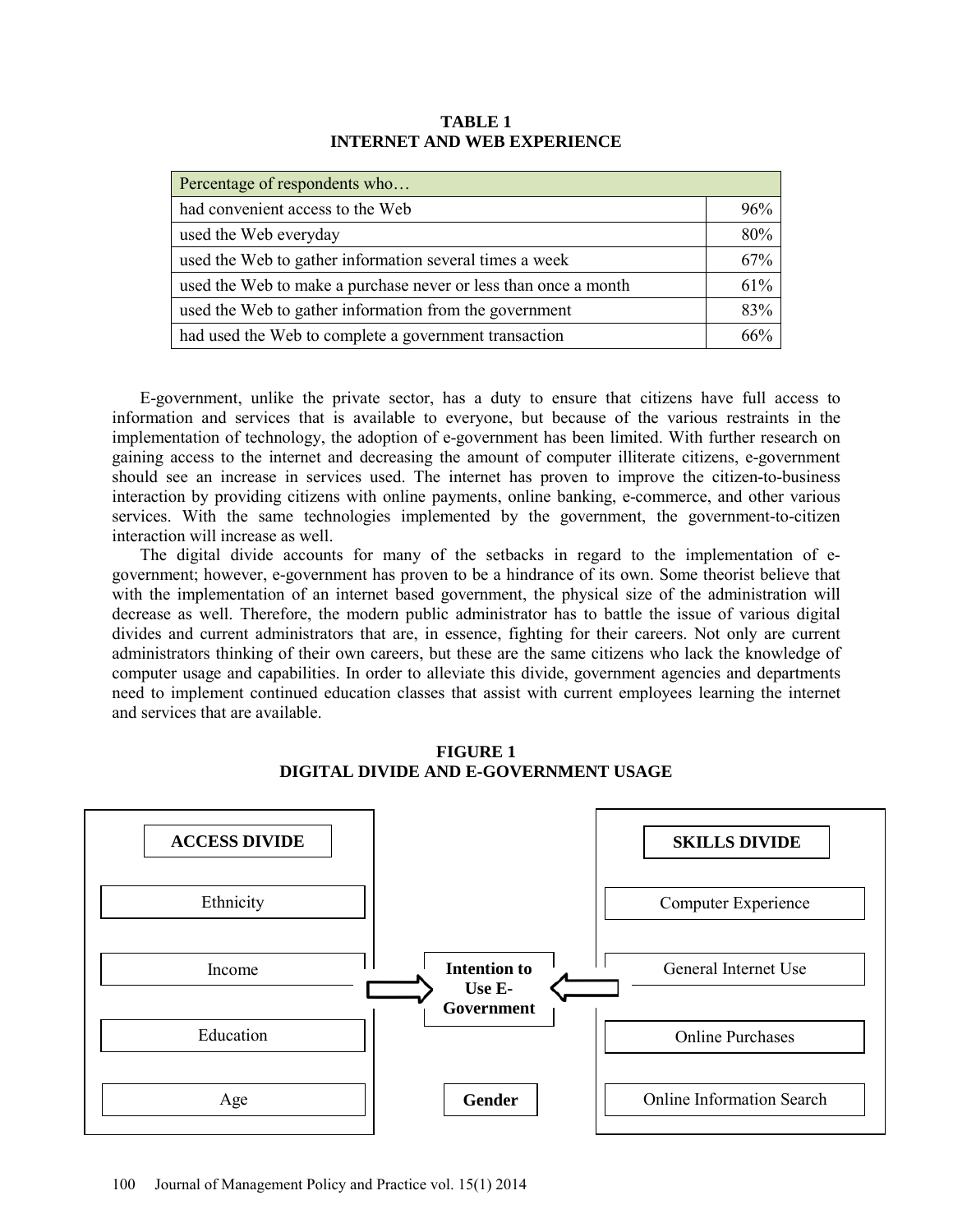**TABLE 1**
**INTERNET AND WEB EXPERIENCE**

| Percentage of respondents who… | |
|---|---|
| had convenient access to the Web | 96% |
| used the Web everyday | 80% |
| used the Web to gather information several times a week | 67% |
| used the Web to make a purchase never or less than once a month | 61% |
| used the Web to gather information from the government | 83% |
| had used the Web to complete a government transaction | 66% |

E-government, unlike the private sector, has a duty to ensure that citizens have full access to information and services that is available to everyone, but because of the various restraints in the implementation of technology, the adoption of e-government has been limited. With further research on gaining access to the internet and decreasing the amount of computer illiterate citizens, e-government should see an increase in services used. The internet has proven to improve the citizen-to-business interaction by providing citizens with online payments, online banking, e-commerce, and other various services. With the same technologies implemented by the government, the government-to-citizen interaction will increase as well.

The digital divide accounts for many of the setbacks in regard to the implementation of e-government; however, e-government has proven to be a hindrance of its own. Some theorist believe that with the implementation of an internet based government, the physical size of the administration will decrease as well. Therefore, the modern public administrator has to battle the issue of various digital divides and current administrators that are, in essence, fighting for their careers. Not only are current administrators thinking of their own careers, but these are the same citizens who lack the knowledge of computer usage and capabilities. In order to alleviate this divide, government agencies and departments need to implement continued education classes that assist with current employees learning the internet and services that are available.

**FIGURE 1**
**DIGITAL DIVIDE AND E-GOVERNMENT USAGE**

ACCESS DIVIDE

Ethnicity

Income

Education

Age

Intention to Use E-Government

Gender

SKILLS DIVIDE

Computer Experience

General Internet Use

Online Purchases

Online Information Search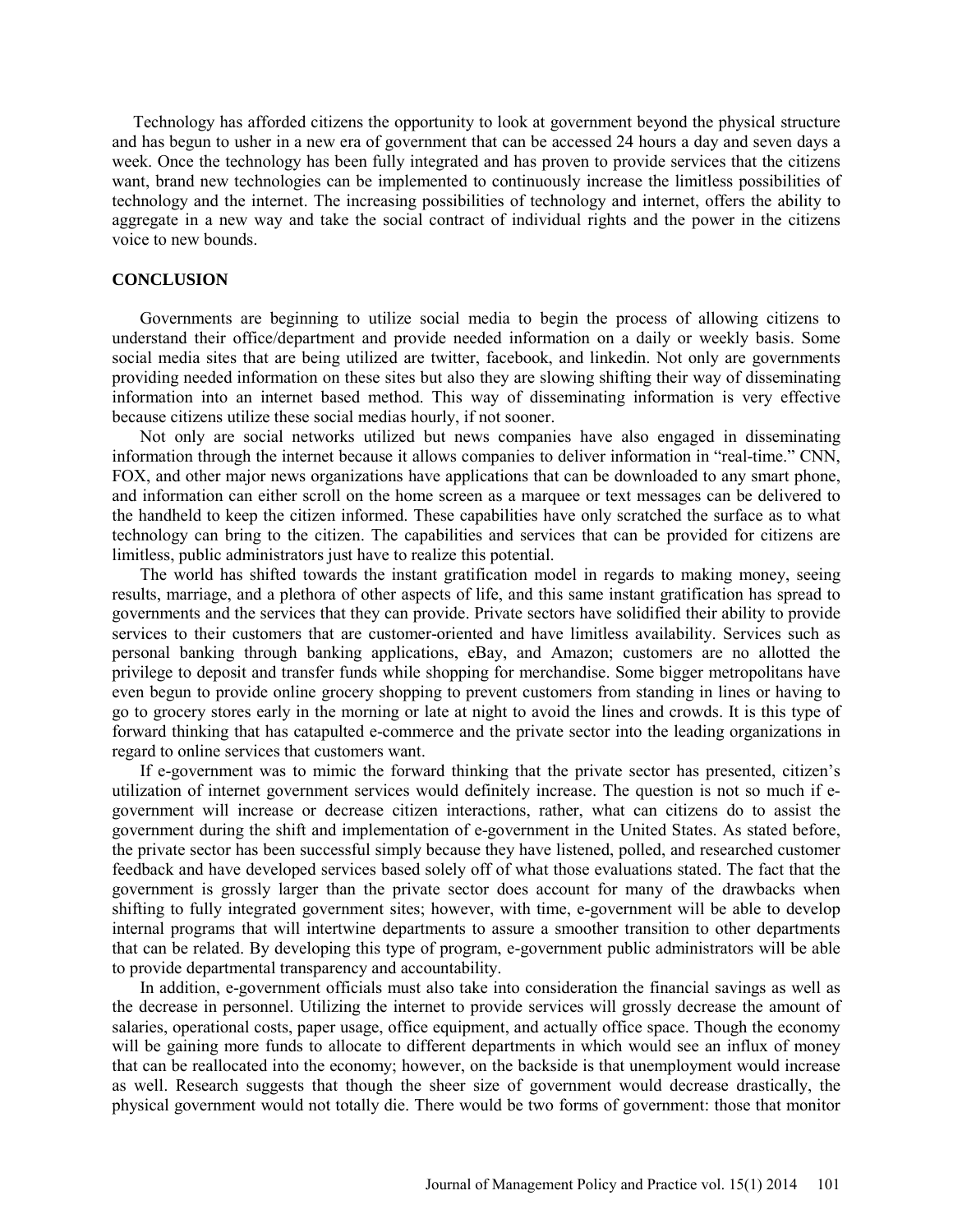Technology has afforded citizens the opportunity to look at government beyond the physical structure and has begun to usher in a new era of government that can be accessed 24 hours a day and seven days a week. Once the technology has been fully integrated and has proven to provide services that the citizens want, brand new technologies can be implemented to continuously increase the limitless possibilities of technology and the internet. The increasing possibilities of technology and internet, offers the ability to aggregate in a new way and take the social contract of individual rights and the power in the citizens voice to new bounds.

## CONCLUSION

Governments are beginning to utilize social media to begin the process of allowing citizens to understand their office/department and provide needed information on a daily or weekly basis. Some social media sites that are being utilized are twitter, facebook, and linkedin. Not only are governments providing needed information on these sites but also they are slowing shifting their way of disseminating information into an internet based method. This way of disseminating information is very effective because citizens utilize these social medias hourly, if not sooner.

Not only are social networks utilized but news companies have also engaged in disseminating information through the internet because it allows companies to deliver information in "real-time." CNN, FOX, and other major news organizations have applications that can be downloaded to any smart phone, and information can either scroll on the home screen as a marquee or text messages can be delivered to the handheld to keep the citizen informed. These capabilities have only scratched the surface as to what technology can bring to the citizen. The capabilities and services that can be provided for citizens are limitless, public administrators just have to realize this potential.

The world has shifted towards the instant gratification model in regards to making money, seeing results, marriage, and a plethora of other aspects of life, and this same instant gratification has spread to governments and the services that they can provide. Private sectors have solidified their ability to provide services to their customers that are customer-oriented and have limitless availability. Services such as personal banking through banking applications, eBay, and Amazon; customers are no allotted the privilege to deposit and transfer funds while shopping for merchandise. Some bigger metropolitans have even begun to provide online grocery shopping to prevent customers from standing in lines or having to go to grocery stores early in the morning or late at night to avoid the lines and crowds. It is this type of forward thinking that has catapulted e-commerce and the private sector into the leading organizations in regard to online services that customers want.

If e-government was to mimic the forward thinking that the private sector has presented, citizen's utilization of internet government services would definitely increase. The question is not so much if e-government will increase or decrease citizen interactions, rather, what can citizens do to assist the government during the shift and implementation of e-government in the United States. As stated before, the private sector has been successful simply because they have listened, polled, and researched customer feedback and have developed services based solely off of what those evaluations stated. The fact that the government is grossly larger than the private sector does account for many of the drawbacks when shifting to fully integrated government sites; however, with time, e-government will be able to develop internal programs that will intertwine departments to assure a smoother transition to other departments that can be related. By developing this type of program, e-government public administrators will be able to provide departmental transparency and accountability.

In addition, e-government officials must also take into consideration the financial savings as well as the decrease in personnel. Utilizing the internet to provide services will grossly decrease the amount of salaries, operational costs, paper usage, office equipment, and actually office space. Though the economy will be gaining more funds to allocate to different departments in which would see an influx of money that can be reallocated into the economy; however, on the backside is that unemployment would increase as well. Research suggests that though the sheer size of government would decrease drastically, the physical government would not totally die. There would be two forms of government: those that monitor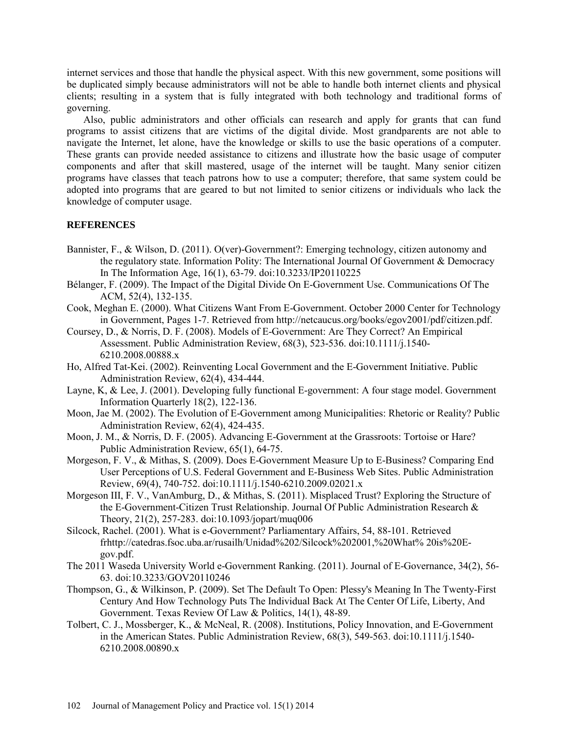internet services and those that handle the physical aspect. With this new government, some positions will be duplicated simply because administrators will not be able to handle both internet clients and physical clients; resulting in a system that is fully integrated with both technology and traditional forms of governing.

Also, public administrators and other officials can research and apply for grants that can fund programs to assist citizens that are victims of the digital divide. Most grandparents are not able to navigate the Internet, let alone, have the knowledge or skills to use the basic operations of a computer. These grants can provide needed assistance to citizens and illustrate how the basic usage of computer components and after that skill mastered, usage of the internet will be taught. Many senior citizen programs have classes that teach patrons how to use a computer; therefore, that same system could be adopted into programs that are geared to but not limited to senior citizens or individuals who lack the knowledge of computer usage.

## REFERENCES

Bannister, F., & Wilson, D. (2011). O(ver)-Government?: Emerging technology, citizen autonomy and the regulatory state. Information Polity: The International Journal Of Government & Democracy In The Information Age, 16(1), 63-79. doi:10.3233/IP20110225

Bélanger, F. (2009). The Impact of the Digital Divide On E-Government Use. Communications Of The ACM, 52(4), 132-135.

Cook, Meghan E. (2000). What Citizens Want From E-Government. October 2000 Center for Technology in Government, Pages 1-7. Retrieved from http://netcaucus.org/books/egov2001/pdf/citizen.pdf.

Coursey, D., & Norris, D. F. (2008). Models of E-Government: Are They Correct? An Empirical Assessment. Public Administration Review, 68(3), 523-536. doi:10.1111/j.1540-6210.2008.00888.x

Ho, Alfred Tat-Kei. (2002). Reinventing Local Government and the E-Government Initiative. Public Administration Review, 62(4), 434-444.

Layne, K, & Lee, J. (2001). Developing fully functional E-government: A four stage model. Government Information Quarterly 18(2), 122-136.

Moon, Jae M. (2002). The Evolution of E-Government among Municipalities: Rhetoric or Reality? Public Administration Review, 62(4), 424-435.

Moon, J. M., & Norris, D. F. (2005). Advancing E-Government at the Grassroots: Tortoise or Hare? Public Administration Review, 65(1), 64-75.

Morgeson, F. V., & Mithas, S. (2009). Does E-Government Measure Up to E-Business? Comparing End User Perceptions of U.S. Federal Government and E-Business Web Sites. Public Administration Review, 69(4), 740-752. doi:10.1111/j.1540-6210.2009.02021.x

Morgeson III, F. V., VanAmburg, D., & Mithas, S. (2011). Misplaced Trust? Exploring the Structure of the E-Government-Citizen Trust Relationship. Journal Of Public Administration Research & Theory, 21(2), 257-283. doi:10.1093/jopart/muq006

Silcock, Rachel. (2001). What is e-Government? Parliamentary Affairs, 54, 88-101. Retrieved frhttp://catedras.fsoc.uba.ar/rusailh/Unidad%202/Silcock%202001,%20What% 20is%20E-gov.pdf.

The 2011 Waseda University World e-Government Ranking. (2011). Journal of E-Governance, 34(2), 56-63. doi:10.3233/GOV20110246

Thompson, G., & Wilkinson, P. (2009). Set The Default To Open: Plessy's Meaning In The Twenty-First Century And How Technology Puts The Individual Back At The Center Of Life, Liberty, And Government. Texas Review Of Law & Politics, 14(1), 48-89.

Tolbert, C. J., Mossberger, K., & McNeal, R. (2008). Institutions, Policy Innovation, and E-Government in the American States. Public Administration Review, 68(3), 549-563. doi:10.1111/j.1540-6210.2008.00890.x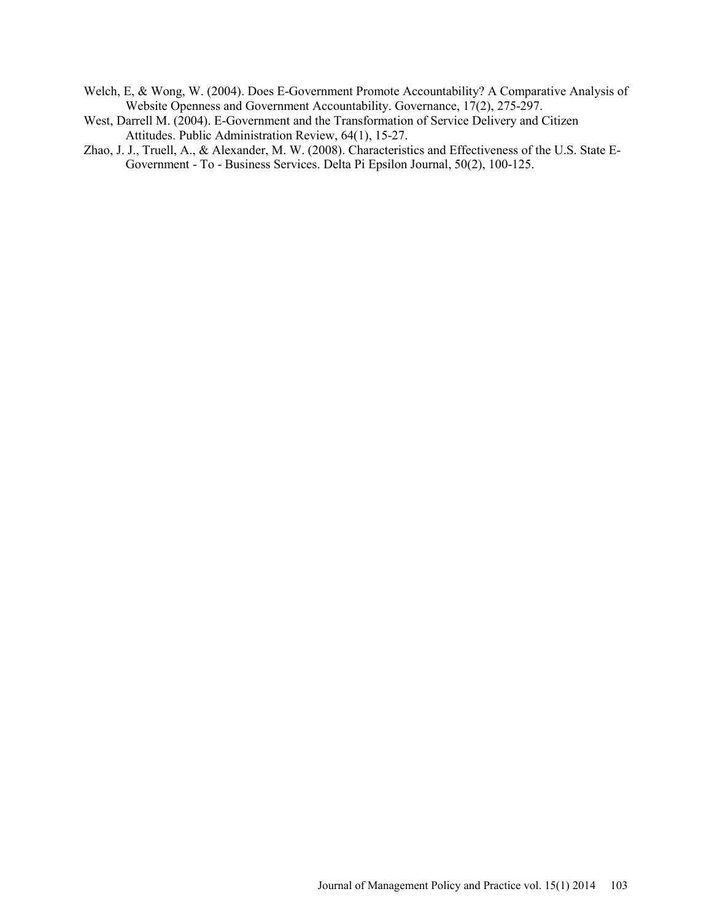Welch, E, & Wong, W. (2004). Does E-Government Promote Accountability? A Comparative Analysis of Website Openness and Government Accountability. Governance, 17(2), 275-297.

West, Darrell M. (2004). E-Government and the Transformation of Service Delivery and Citizen Attitudes. Public Administration Review, 64(1), 15-27.

Zhao, J. J., Truell, A., & Alexander, M. W. (2008). Characteristics and Effectiveness of the U.S. State E-Government - To - Business Services. Delta Pi Epsilon Journal, 50(2), 100-125.